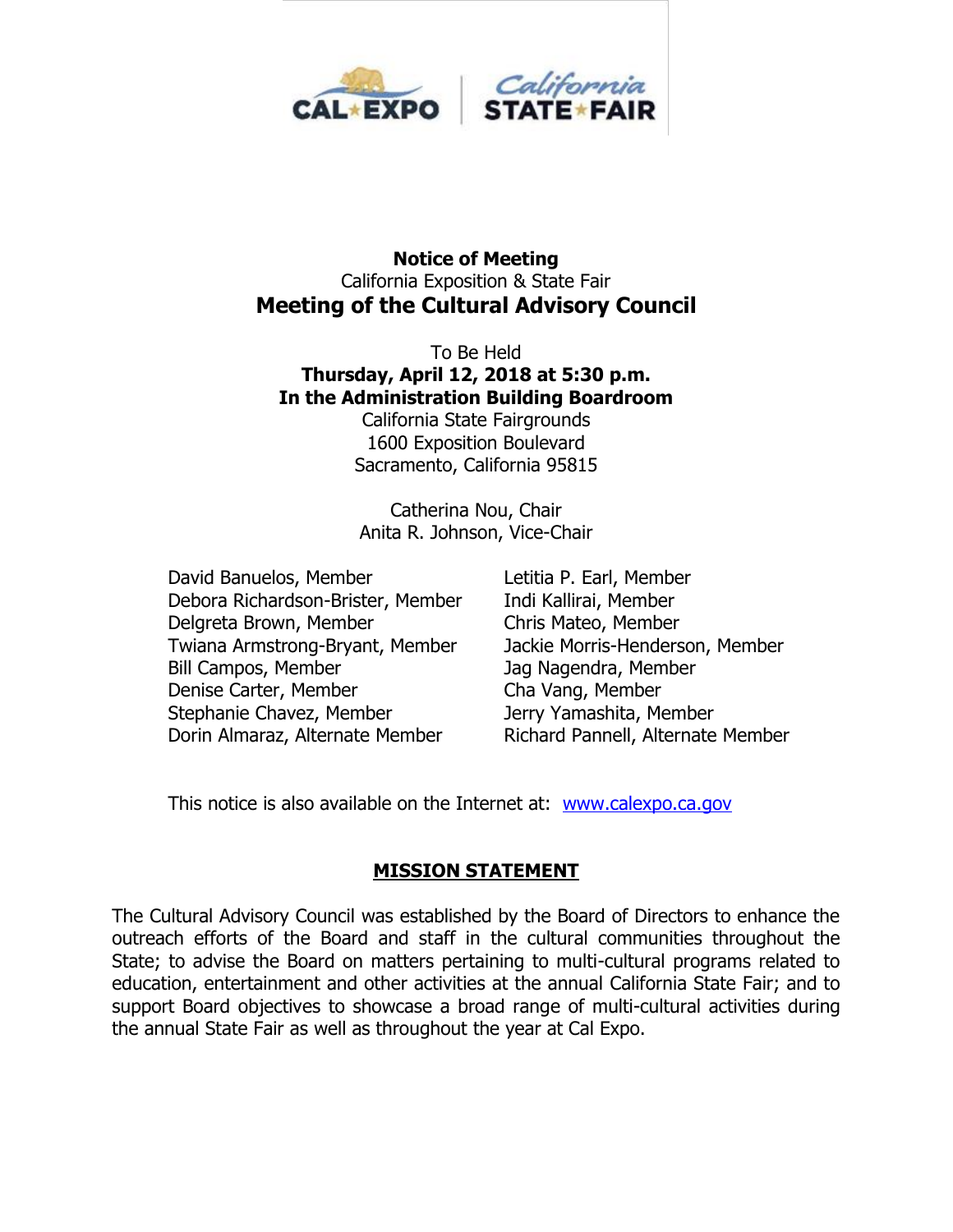# Notice of Meeting

California Exposition & State Fair

## Meeting of the Cultural Advisory Council

To Be Held
**Thursday, April 12, 2018 at 5:30 p.m.**
**In the Administration Building Boardroom**
California State Fairgrounds
1600 Exposition Boulevard
Sacramento, California 95815

Catherina Nou, Chair
Anita R. Johnson, Vice-Chair

David Banuelos, Member
Debora Richardson-Brister, Member
Delgreta Brown, Member
Twiana Armstrong-Bryant, Member
Bill Campos, Member
Denise Carter, Member
Stephanie Chavez, Member
Dorin Almaraz, Alternate Member
Letitia P. Earl, Member
Indi Kallirai, Member
Chris Mateo, Member
Jackie Morris-Henderson, Member
Jag Nagendra, Member
Cha Vang, Member
Jerry Yamashita, Member
Richard Pannell, Alternate Member

This notice is also available on the Internet at: www.calexpo.ca.gov

## MISSION STATEMENT

The Cultural Advisory Council was established by the Board of Directors to enhance the outreach efforts of the Board and staff in the cultural communities throughout the State; to advise the Board on matters pertaining to multi-cultural programs related to education, entertainment and other activities at the annual California State Fair; and to support Board objectives to showcase a broad range of multi-cultural activities during the annual State Fair as well as throughout the year at Cal Expo.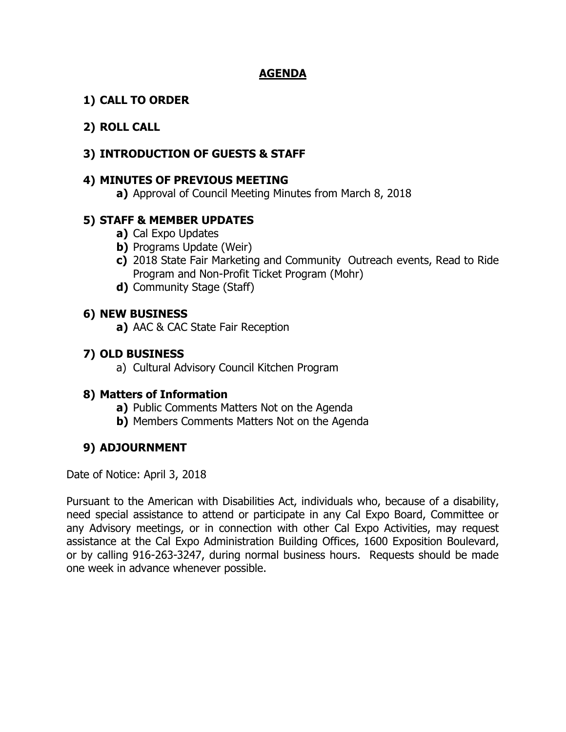## AGENDA

**1) CALL TO ORDER**

**2) ROLL CALL**

**3) INTRODUCTION OF GUESTS & STAFF**

**4) MINUTES OF PREVIOUS MEETING**

- **a)** Approval of Council Meeting Minutes from March 8, 2018

**5) STAFF & MEMBER UPDATES**

- **a)** Cal Expo Updates
- **b)** Programs Update (Weir)
- **c)** 2018 State Fair Marketing and Community Outreach events, Read to Ride Program and Non-Profit Ticket Program (Mohr)
- **d)** Community Stage (Staff)

**6) NEW BUSINESS**

- **a)** AAC & CAC State Fair Reception

**7) OLD BUSINESS**

- a) Cultural Advisory Council Kitchen Program

**8) Matters of Information**

- **a)** Public Comments Matters Not on the Agenda
- **b)** Members Comments Matters Not on the Agenda

**9) ADJOURNMENT**

Date of Notice: April 3, 2018

Pursuant to the American with Disabilities Act, individuals who, because of a disability, need special assistance to attend or participate in any Cal Expo Board, Committee or any Advisory meetings, or in connection with other Cal Expo Activities, may request assistance at the Cal Expo Administration Building Offices, 1600 Exposition Boulevard, or by calling 916-263-3247, during normal business hours. Requests should be made one week in advance whenever possible.